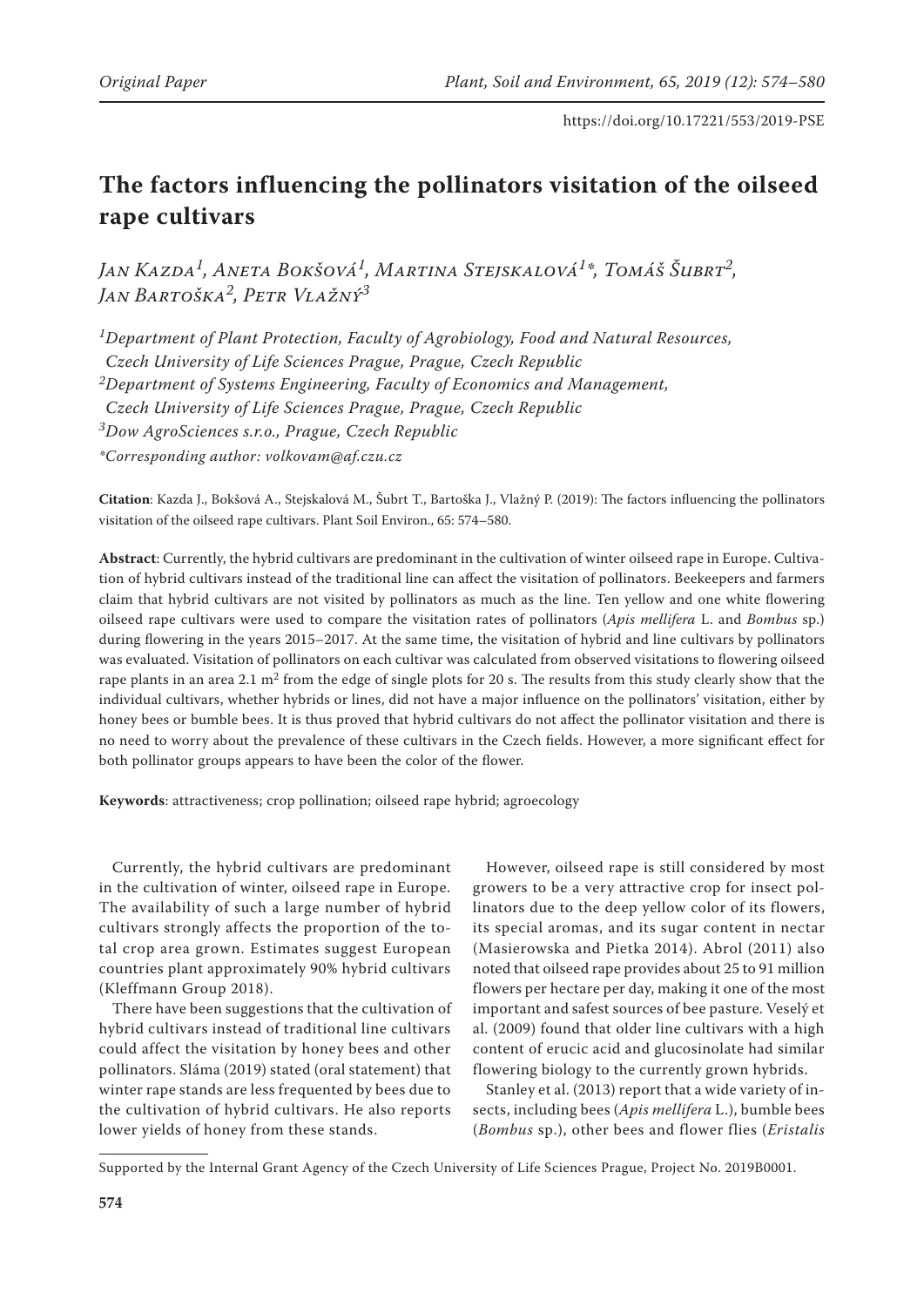# The factors influencing the pollinators visitation of the oilseed rape cultivars

*Jan Kazda[1], Aneta Bokšová[1], Martina Stejskalová[1]\*, Tomáš Šubrt[2], Jan Bartoška[2], Petr Vlažný[3]*

*[1]Department of Plant Protection, Faculty of Agrobiology, Food and Natural Resources, Czech University of Life Sciences Prague, Prague, Czech Republic*
*[2]Department of Systems Engineering, Faculty of Economics and Management, Czech University of Life Sciences Prague, Prague, Czech Republic*
*[3]Dow AgroSciences s.r.o., Prague, Czech Republic*
*\*Corresponding author: volkovam@af.czu.cz*

**Citation**: Kazda J., Bokšová A., Stejskalová M., Šubrt T., Bartoška J., Vlažný P. (2019): The factors influencing the pollinators visitation of the oilseed rape cultivars. Plant Soil Environ., 65: 574–580.

**Abstract**: Currently, the hybrid cultivars are predominant in the cultivation of winter oilseed rape in Europe. Cultivation of hybrid cultivars instead of the traditional line can affect the visitation of pollinators. Beekeepers and farmers claim that hybrid cultivars are not visited by pollinators as much as the line. Ten yellow and one white flowering oilseed rape cultivars were used to compare the visitation rates of pollinators (*Apis mellifera* L. and *Bombus* sp.) during flowering in the years 2015–2017. At the same time, the visitation of hybrid and line cultivars by pollinators was evaluated. Visitation of pollinators on each cultivar was calculated from observed visitations to flowering oilseed rape plants in an area 2.1 $m^2$ from the edge of single plots for 20 s. The results from this study clearly show that the individual cultivars, whether hybrids or lines, did not have a major influence on the pollinators' visitation, either by honey bees or bumble bees. It is thus proved that hybrid cultivars do not affect the pollinator visitation and there is no need to worry about the prevalence of these cultivars in the Czech fields. However, a more significant effect for both pollinator groups appears to have been the color of the flower.

**Keywords**: attractiveness; crop pollination; oilseed rape hybrid; agroecology

Currently, the hybrid cultivars are predominant in the cultivation of winter, oilseed rape in Europe. The availability of such a large number of hybrid cultivars strongly affects the proportion of the total crop area grown. Estimates suggest European countries plant approximately 90% hybrid cultivars (Kleffmann Group 2018).

There have been suggestions that the cultivation of hybrid cultivars instead of traditional line cultivars could affect the visitation by honey bees and other pollinators. Sláma (2019) stated (oral statement) that winter rape stands are less frequented by bees due to the cultivation of hybrid cultivars. He also reports lower yields of honey from these stands.

However, oilseed rape is still considered by most growers to be a very attractive crop for insect pollinators due to the deep yellow color of its flowers, its special aromas, and its sugar content in nectar (Masierowska and Pietka 2014). Abrol (2011) also noted that oilseed rape provides about 25 to 91 million flowers per hectare per day, making it one of the most important and safest sources of bee pasture. Veselý et al. (2009) found that older line cultivars with a high content of erucic acid and glucosinolate had similar flowering biology to the currently grown hybrids.

Stanley et al. (2013) report that a wide variety of insects, including bees (*Apis mellifera* L.), bumble bees (*Bombus* sp.), other bees and flower flies (*Eristalis*

Supported by the Internal Grant Agency of the Czech University of Life Sciences Prague, Project No. 2019B0001.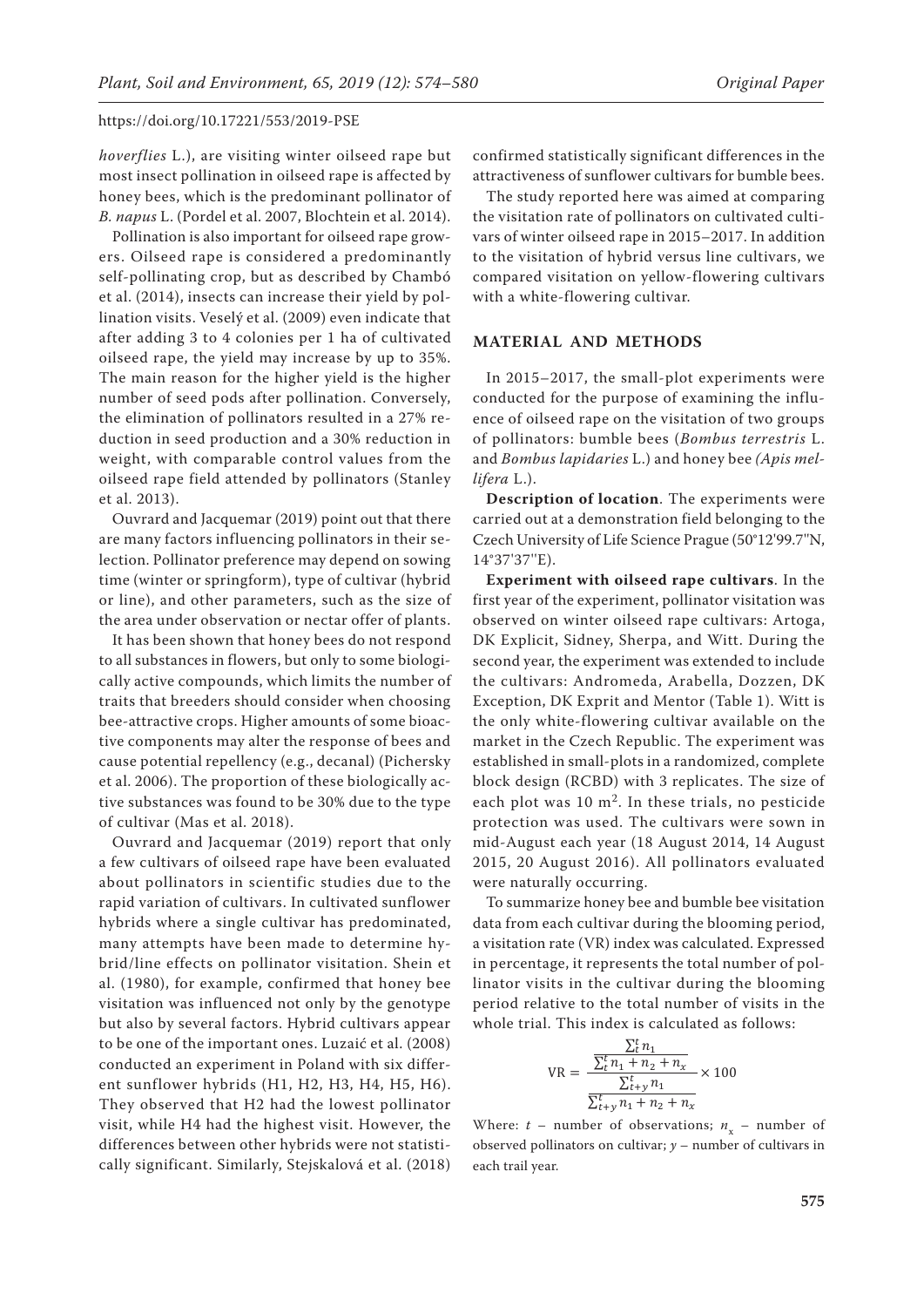*hoverflies* L.), are visiting winter oilseed rape but most insect pollination in oilseed rape is affected by honey bees, which is the predominant pollinator of *B. napus* L. (Pordel et al. 2007, Blochtein et al. 2014).

Pollination is also important for oilseed rape growers. Oilseed rape is considered a predominantly self-pollinating crop, but as described by Chambó et al. (2014), insects can increase their yield by pollination visits. Veselý et al. (2009) even indicate that after adding 3 to 4 colonies per 1 ha of cultivated oilseed rape, the yield may increase by up to 35%. The main reason for the higher yield is the higher number of seed pods after pollination. Conversely, the elimination of pollinators resulted in a 27% reduction in seed production and a 30% reduction in weight, with comparable control values from the oilseed rape field attended by pollinators (Stanley et al. 2013).

Ouvrard and Jacquemar (2019) point out that there are many factors influencing pollinators in their selection. Pollinator preference may depend on sowing time (winter or springform), type of cultivar (hybrid or line), and other parameters, such as the size of the area under observation or nectar offer of plants.

It has been shown that honey bees do not respond to all substances in flowers, but only to some biologically active compounds, which limits the number of traits that breeders should consider when choosing bee-attractive crops. Higher amounts of some bioactive components may alter the response of bees and cause potential repellency (e.g., decanal) (Pichersky et al. 2006). The proportion of these biologically active substances was found to be 30% due to the type of cultivar (Mas et al. 2018).

Ouvrard and Jacquemar (2019) report that only a few cultivars of oilseed rape have been evaluated about pollinators in scientific studies due to the rapid variation of cultivars. In cultivated sunflower hybrids where a single cultivar has predominated, many attempts have been made to determine hybrid/line effects on pollinator visitation. Shein et al. (1980), for example, confirmed that honey bee visitation was influenced not only by the genotype but also by several factors. Hybrid cultivars appear to be one of the important ones. Luzaić et al. (2008) conducted an experiment in Poland with six different sunflower hybrids (H1, H2, H3, H4, H5, H6). They observed that H2 had the lowest pollinator visit, while H4 had the highest visit. However, the differences between other hybrids were not statistically significant. Similarly, Stejskalová et al. (2018) confirmed statistically significant differences in the attractiveness of sunflower cultivars for bumble bees.

The study reported here was aimed at comparing the visitation rate of pollinators on cultivated cultivars of winter oilseed rape in 2015–2017. In addition to the visitation of hybrid versus line cultivars, we compared visitation on yellow-flowering cultivars with a white-flowering cultivar.

## MATERIAL AND METHODS

In 2015–2017, the small-plot experiments were conducted for the purpose of examining the influence of oilseed rape on the visitation of two groups of pollinators: bumble bees (*Bombus terrestris* L. and *Bombus lapidaries* L.) and honey bee *(Apis mellifera* L.).

**Description of location**. The experiments were carried out at a demonstration field belonging to the Czech University of Life Science Prague (50°12'99.7''N, 14°37'37''E).

**Experiment with oilseed rape cultivars**. In the first year of the experiment, pollinator visitation was observed on winter oilseed rape cultivars: Artoga, DK Explicit, Sidney, Sherpa, and Witt. During the second year, the experiment was extended to include the cultivars: Andromeda, Arabella, Dozzen, DK Exception, DK Exprit and Mentor (Table 1). Witt is the only white-flowering cultivar available on the market in the Czech Republic. The experiment was established in small-plots in a randomized, complete block design (RCBD) with 3 replicates. The size of each plot was 10 $m^2$. In these trials, no pesticide protection was used. The cultivars were sown in mid-August each year (18 August 2014, 14 August 2015, 20 August 2016). All pollinators evaluated were naturally occurring.

To summarize honey bee and bumble bee visitation data from each cultivar during the blooming period, a visitation rate (VR) index was calculated. Expressed in percentage, it represents the total number of pollinator visits in the cultivar during the blooming period relative to the total number of visits in the whole trial. This index is calculated as follows:

$$\mathrm{VR} = \frac{\dfrac{\sum_t^t n_1}{\sum_t^t n_1 + n_2 + n_x}}{\dfrac{\sum_{t+y}^t n_1}{\sum_{t+y}^t n_1 + n_2 + n_x}} \times 100$$

Where: $t$ – number of observations; $n_x$ – number of observed pollinators on cultivar; $y$ – number of cultivars in each trail year.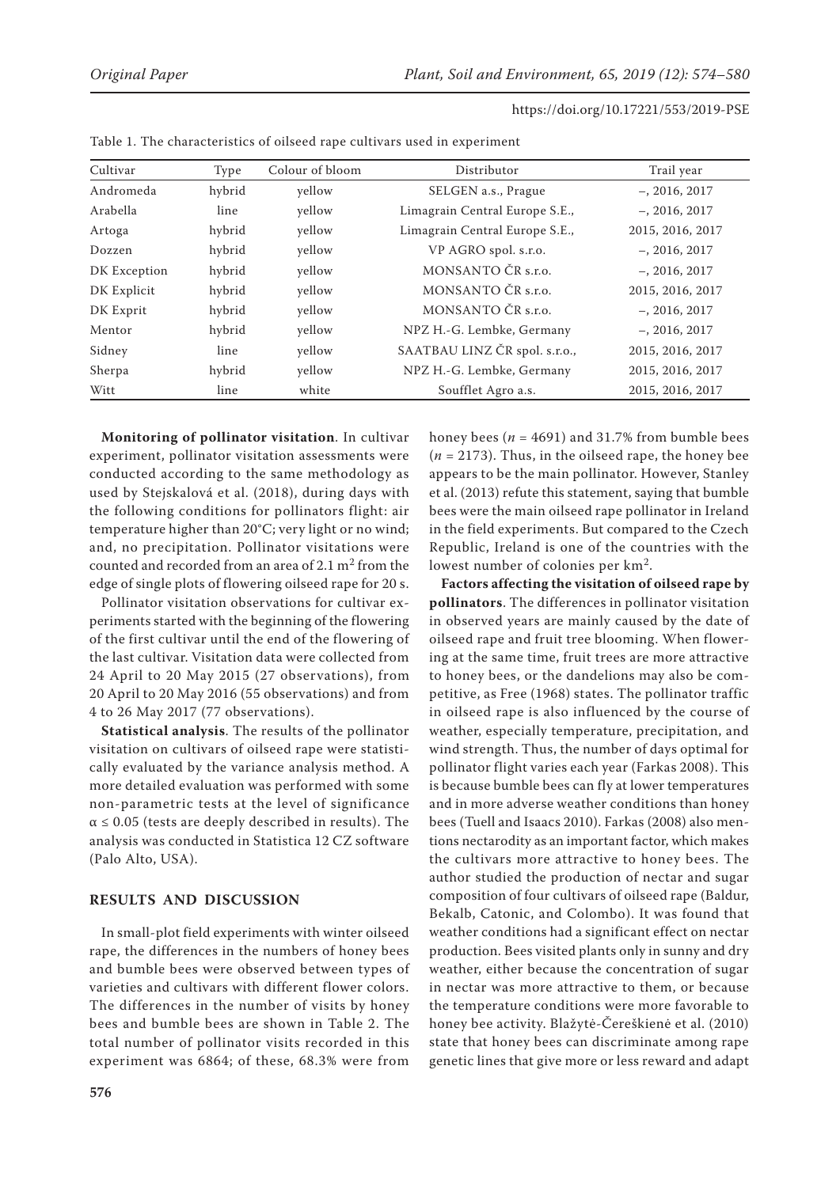Table 1. The characteristics of oilseed rape cultivars used in experiment

| Cultivar | Type | Colour of bloom | Distributor | Trail year |
|---|---|---|---|---|
| Andromeda | hybrid | yellow | SELGEN a.s., Prague | –, 2016, 2017 |
| Arabella | line | yellow | Limagrain Central Europe S.E., | –, 2016, 2017 |
| Artoga | hybrid | yellow | Limagrain Central Europe S.E., | 2015, 2016, 2017 |
| Dozzen | hybrid | yellow | VP AGRO spol. s.r.o. | –, 2016, 2017 |
| DK Exception | hybrid | yellow | MONSANTO ČR s.r.o. | –, 2016, 2017 |
| DK Explicit | hybrid | yellow | MONSANTO ČR s.r.o. | 2015, 2016, 2017 |
| DK Exprit | hybrid | yellow | MONSANTO ČR s.r.o. | –, 2016, 2017 |
| Mentor | hybrid | yellow | NPZ H.-G. Lembke, Germany | –, 2016, 2017 |
| Sidney | line | yellow | SAATBAU LINZ ČR spol. s.r.o., | 2015, 2016, 2017 |
| Sherpa | hybrid | yellow | NPZ H.-G. Lembke, Germany | 2015, 2016, 2017 |
| Witt | line | white | Soufflet Agro a.s. | 2015, 2016, 2017 |

**Monitoring of pollinator visitation**. In cultivar experiment, pollinator visitation assessments were conducted according to the same methodology as used by Stejskalová et al. (2018), during days with the following conditions for pollinators flight: air temperature higher than 20°C; very light or no wind; and, no precipitation. Pollinator visitations were counted and recorded from an area of 2.1 m$^2$ from the edge of single plots of flowering oilseed rape for 20 s.

Pollinator visitation observations for cultivar experiments started with the beginning of the flowering of the first cultivar until the end of the flowering of the last cultivar. Visitation data were collected from 24 April to 20 May 2015 (27 observations), from 20 April to 20 May 2016 (55 observations) and from 4 to 26 May 2017 (77 observations).

**Statistical analysis**. The results of the pollinator visitation on cultivars of oilseed rape were statistically evaluated by the variance analysis method. A more detailed evaluation was performed with some non-parametric tests at the level of significance $\alpha \leq 0.05$ (tests are deeply described in results). The analysis was conducted in Statistica 12 CZ software (Palo Alto, USA).

## RESULTS AND DISCUSSION

In small-plot field experiments with winter oilseed rape, the differences in the numbers of honey bees and bumble bees were observed between types of varieties and cultivars with different flower colors. The differences in the number of visits by honey bees and bumble bees are shown in Table 2. The total number of pollinator visits recorded in this experiment was 6864; of these, 68.3% were from honey bees ($n$ = 4691) and 31.7% from bumble bees ($n$ = 2173). Thus, in the oilseed rape, the honey bee appears to be the main pollinator. However, Stanley et al. (2013) refute this statement, saying that bumble bees were the main oilseed rape pollinator in Ireland in the field experiments. But compared to the Czech Republic, Ireland is one of the countries with the lowest number of colonies per km$^2$.

**Factors affecting the visitation of oilseed rape by pollinators**. The differences in pollinator visitation in observed years are mainly caused by the date of oilseed rape and fruit tree blooming. When flowering at the same time, fruit trees are more attractive to honey bees, or the dandelions may also be competitive, as Free (1968) states. The pollinator traffic in oilseed rape is also influenced by the course of weather, especially temperature, precipitation, and wind strength. Thus, the number of days optimal for pollinator flight varies each year (Farkas 2008). This is because bumble bees can fly at lower temperatures and in more adverse weather conditions than honey bees (Tuell and Isaacs 2010). Farkas (2008) also mentions nectarodity as an important factor, which makes the cultivars more attractive to honey bees. The author studied the production of nectar and sugar composition of four cultivars of oilseed rape (Baldur, Bekalb, Catonic, and Colombo). It was found that weather conditions had a significant effect on nectar production. Bees visited plants only in sunny and dry weather, either because the concentration of sugar in nectar was more attractive to them, or because the temperature conditions were more favorable to honey bee activity. Blažytė-Čereškienė et al. (2010) state that honey bees can discriminate among rape genetic lines that give more or less reward and adapt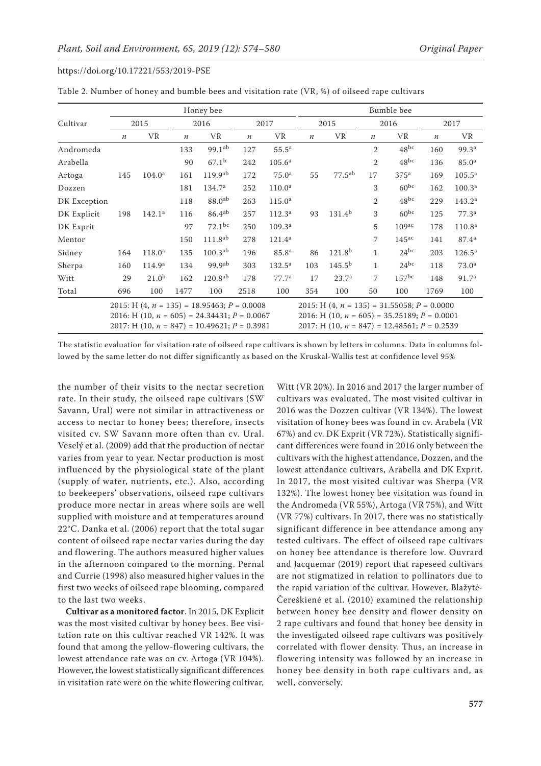Table 2. Number of honey and bumble bees and visitation rate (VR, %) of oilseed rape cultivars

| Cultivar | Honey bee | | | | | | Bumble bee | | | | | |
|---|---|---|---|---|---|---|---|---|---|---|---|---|
| | 2015 | | 2016 | | 2017 | | 2015 | | 2016 | | 2017 | |
| | $n$ | VR | $n$ | VR | $n$ | VR | $n$ | VR | $n$ | VR | $n$ | VR |
| Andromeda | | | 133 | $99.1^{ab}$ | 127 | $55.5^{a}$ | | | 2 | $48^{bc}$ | 160 | $99.3^{a}$ |
| Arabella | | | 90 | $67.1^{b}$ | 242 | $105.6^{a}$ | | | 2 | $48^{bc}$ | 136 | $85.0^{a}$ |
| Artoga | 145 | $104.0^{a}$ | 161 | $119.9^{ab}$ | 172 | $75.0^{a}$ | 55 | $77.5^{ab}$ | 17 | $375^{a}$ | 169 | $105.5^{a}$ |
| Dozzen | | | 181 | $134.7^{a}$ | 252 | $110.0^{a}$ | | | 3 | $60^{bc}$ | 162 | $100.3^{a}$ |
| DK Exception | | | 118 | $88.0^{ab}$ | 263 | $115.0^{a}$ | | | 2 | $48^{bc}$ | 229 | $143.2^{a}$ |
| DK Explicit | 198 | $142.1^{a}$ | 116 | $86.4^{ab}$ | 257 | $112.3^{a}$ | 93 | $131.4^{b}$ | 3 | $60^{bc}$ | 125 | $77.3^{a}$ |
| DK Exprit | | | 97 | $72.1^{bc}$ | 250 | $109.3^{a}$ | | | 5 | $109^{ac}$ | 178 | $110.8^{a}$ |
| Mentor | | | 150 | $111.8^{ab}$ | 278 | $121.4^{a}$ | | | 7 | $145^{ac}$ | 141 | $87.4^{a}$ |
| Sidney | 164 | $118.0^{a}$ | 135 | $100.3^{ab}$ | 196 | $85.8^{a}$ | 86 | $121.8^{b}$ | 1 | $24^{bc}$ | 203 | $126.5^{a}$ |
| Sherpa | 160 | $114.9^{a}$ | 134 | $99.9^{ab}$ | 303 | $132.5^{a}$ | 103 | $145.5^{b}$ | 1 | $24^{bc}$ | 118 | $73.0^{a}$ |
| Witt | 29 | $21.0^{b}$ | 162 | $120.8^{ab}$ | 178 | $77.7^{a}$ | 17 | $23.7^{a}$ | 7 | $157^{bc}$ | 148 | $91.7^{a}$ |
| Total | 696 | 100 | 1477 | 100 | 2518 | 100 | 354 | 100 | 50 | 100 | 1769 | 100 |
| | 2015: H (4, $n$ = 135) = 18.95463; $P$ = 0.0008<br>2016: H (10, $n$ = 605) = 24.34431; $P$ = 0.0067<br>2017: H (10, $n$ = 847) = 10.49621; $P$ = 0.3981 | | | | | | 2015: H (4, $n$ = 135) = 31.55058; $P$ = 0.0000<br>2016: H (10, $n$ = 605) = 35.25189; $P$ = 0.0001<br>2017: H (10, $n$ = 847) = 12.48561; $P$ = 0.2539 | | | | | |

The statistic evaluation for visitation rate of oilseed rape cultivars is shown by letters in columns. Data in columns followed by the same letter do not differ significantly as based on the Kruskal-Wallis test at confidence level 95%

the number of their visits to the nectar secretion rate. In their study, the oilseed rape cultivars (SW Savann, Ural) were not similar in attractiveness or access to nectar to honey bees; therefore, insects visited cv. SW Savann more often than cv. Ural. Veselý et al. (2009) add that the production of nectar varies from year to year. Nectar production is most influenced by the physiological state of the plant (supply of water, nutrients, etc.). Also, according to beekeepers' observations, oilseed rape cultivars produce more nectar in areas where soils are well supplied with moisture and at temperatures around 22°C. Danka et al. (2006) report that the total sugar content of oilseed rape nectar varies during the day and flowering. The authors measured higher values in the afternoon compared to the morning. Pernal and Currie (1998) also measured higher values in the first two weeks of oilseed rape blooming, compared to the last two weeks.

**Cultivar as a monitored factor**. In 2015, DK Explicit was the most visited cultivar by honey bees. Bee visitation rate on this cultivar reached VR 142%. It was found that among the yellow-flowering cultivars, the lowest attendance rate was on cv. Artoga (VR 104%). However, the lowest statistically significant differences in visitation rate were on the white flowering cultivar, Witt (VR 20%). In 2016 and 2017 the larger number of cultivars was evaluated. The most visited cultivar in 2016 was the Dozzen cultivar (VR 134%). The lowest visitation of honey bees was found in cv. Arabela (VR 67%) and cv. DK Exprit (VR 72%). Statistically significant differences were found in 2016 only between the cultivars with the highest attendance, Dozzen, and the lowest attendance cultivars, Arabella and DK Exprit. In 2017, the most visited cultivar was Sherpa (VR 132%). The lowest honey bee visitation was found in the Andromeda (VR 55%), Artoga (VR 75%), and Witt (VR 77%) cultivars. In 2017, there was no statistically significant difference in bee attendance among any tested cultivars. The effect of oilseed rape cultivars on honey bee attendance is therefore low. Ouvrard and Jacquemar (2019) report that rapeseed cultivars are not stigmatized in relation to pollinators due to the rapid variation of the cultivar. However, Blažytė-Čereškienė et al. (2010) examined the relationship between honey bee density and flower density on 2 rape cultivars and found that honey bee density in the investigated oilseed rape cultivars was positively correlated with flower density. Thus, an increase in flowering intensity was followed by an increase in honey bee density in both rape cultivars and, as well, conversely.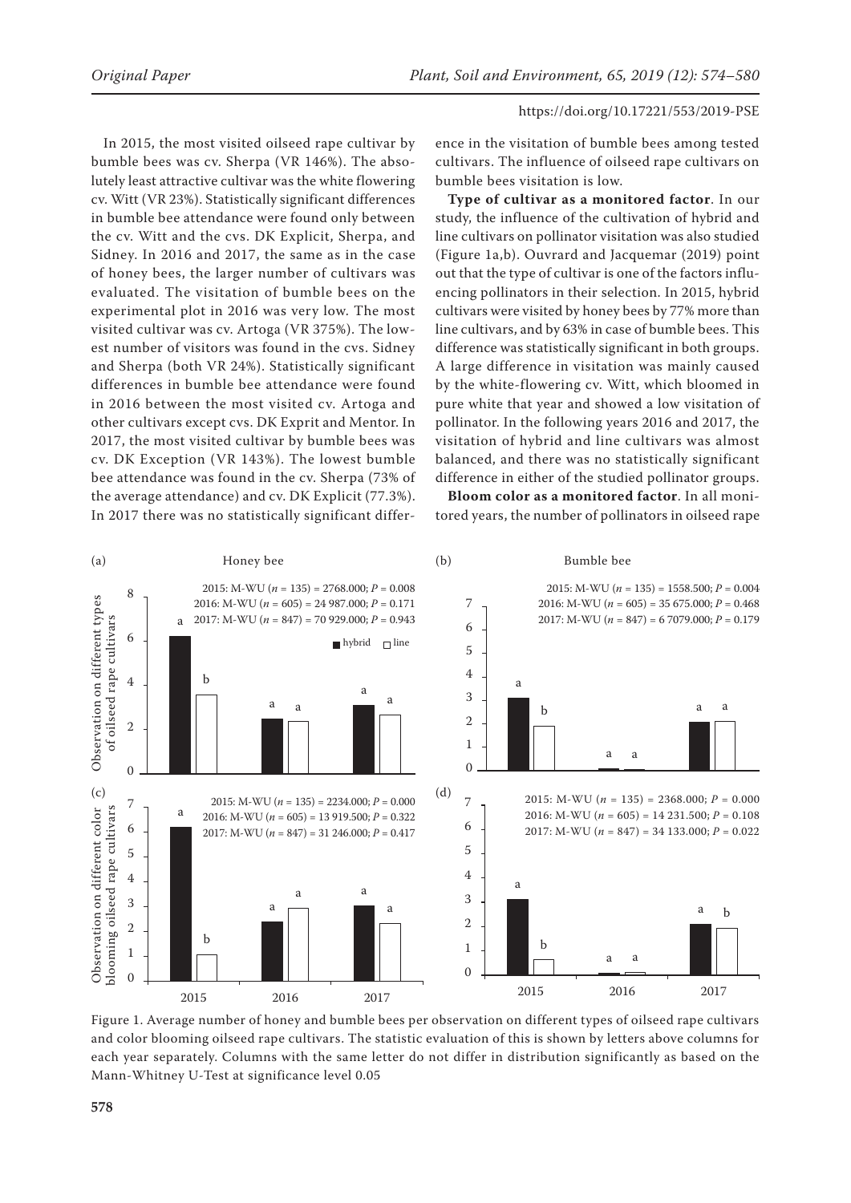In 2015, the most visited oilseed rape cultivar by bumble bees was cv. Sherpa (VR 146%). The absolutely least attractive cultivar was the white flowering cv. Witt (VR 23%). Statistically significant differences in bumble bee attendance were found only between the cv. Witt and the cvs. DK Explicit, Sherpa, and Sidney. In 2016 and 2017, the same as in the case of honey bees, the larger number of cultivars was evaluated. The visitation of bumble bees on the experimental plot in 2016 was very low. The most visited cultivar was cv. Artoga (VR 375%). The lowest number of visitors was found in the cvs. Sidney and Sherpa (both VR 24%). Statistically significant differences in bumble bee attendance were found in 2016 between the most visited cv. Artoga and other cultivars except cvs. DK Exprit and Mentor. In 2017, the most visited cultivar by bumble bees was cv. DK Exception (VR 143%). The lowest bumble bee attendance was found in the cv. Sherpa (73% of the average attendance) and cv. DK Explicit (77.3%). In 2017 there was no statistically significant difference in the visitation of bumble bees among tested cultivars. The influence of oilseed rape cultivars on bumble bees visitation is low.

**Type of cultivar as a monitored factor**. In our study, the influence of the cultivation of hybrid and line cultivars on pollinator visitation was also studied (Figure 1a,b). Ouvrard and Jacquemar (2019) point out that the type of cultivar is one of the factors influencing pollinators in their selection. In 2015, hybrid cultivars were visited by honey bees by 77% more than line cultivars, and by 63% in case of bumble bees. This difference was statistically significant in both groups. A large difference in visitation was mainly caused by the white-flowering cv. Witt, which bloomed in pure white that year and showed a low visitation of pollinator. In the following years 2016 and 2017, the visitation of hybrid and line cultivars was almost balanced, and there was no statistically significant difference in either of the studied pollinator groups.

**Bloom color as a monitored factor**. In all monitored years, the number of pollinators in oilseed rape

(a) Honey bee
2015: M-WU ($n$ = 135) = 2768.000; $P$ = 0.008
2016: M-WU ($n$ = 605) = 24 987.000; $P$ = 0.171
2017: M-WU ($n$ = 847) = 70 929.000; $P$ = 0.943

(b) Bumble bee
2015: M-WU ($n$ = 135) = 1558.500; $P$ = 0.004
2016: M-WU ($n$ = 605) = 35 675.000; $P$ = 0.468
2017: M-WU ($n$ = 847) = 6 7079.000; $P$ = 0.179

(c)
2015: M-WU ($n$ = 135) = 2234.000; $P$ = 0.000
2016: M-WU ($n$ = 605) = 13 919.500; $P$ = 0.322
2017: M-WU ($n$ = 847) = 31 246.000; $P$ = 0.417

(d)
2015: M-WU ($n$ = 135) = 2368.000; $P$ = 0.000
2016: M-WU ($n$ = 605) = 14 231.500; $P$ = 0.108
2017: M-WU ($n$ = 847) = 34 133.000; $P$ = 0.022

Figure 1. Average number of honey and bumble bees per observation on different types of oilseed rape cultivars and color blooming oilseed rape cultivars. The statistic evaluation of this is shown by letters above columns for each year separately. Columns with the same letter do not differ in distribution significantly as based on the Mann-Whitney U-Test at significance level 0.05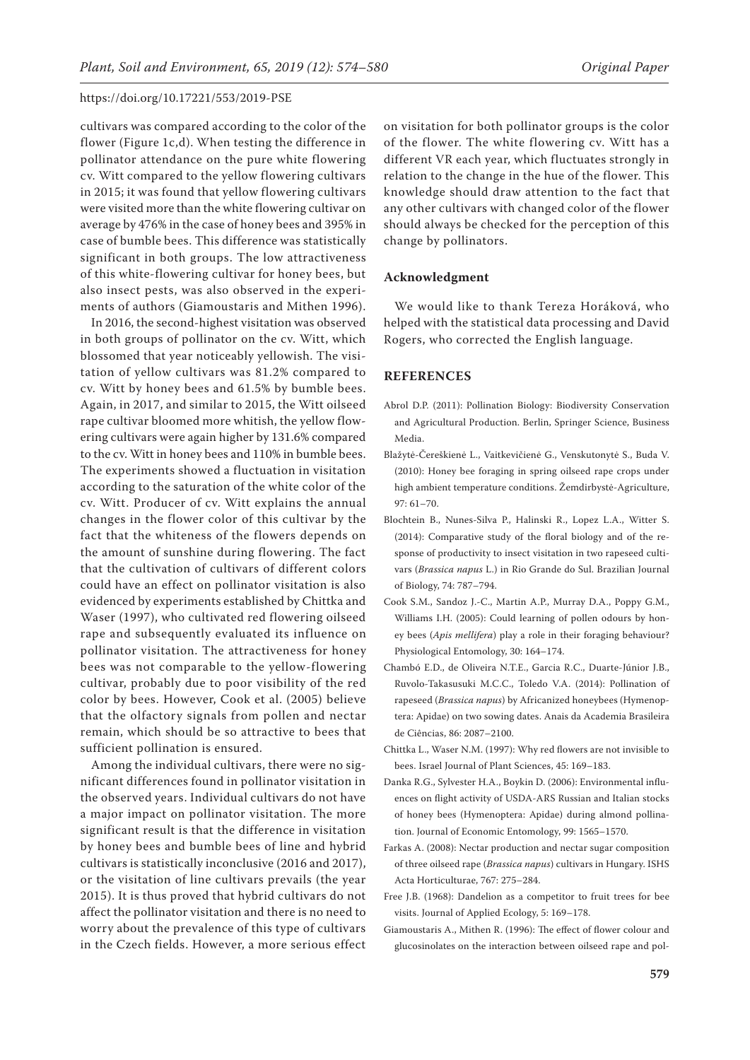cultivars was compared according to the color of the flower (Figure 1c,d). When testing the difference in pollinator attendance on the pure white flowering cv. Witt compared to the yellow flowering cultivars in 2015; it was found that yellow flowering cultivars were visited more than the white flowering cultivar on average by 476% in the case of honey bees and 395% in case of bumble bees. This difference was statistically significant in both groups. The low attractiveness of this white-flowering cultivar for honey bees, but also insect pests, was also observed in the experiments of authors (Giamoustaris and Mithen 1996).

In 2016, the second-highest visitation was observed in both groups of pollinator on the cv. Witt, which blossomed that year noticeably yellowish. The visitation of yellow cultivars was 81.2% compared to cv. Witt by honey bees and 61.5% by bumble bees. Again, in 2017, and similar to 2015, the Witt oilseed rape cultivar bloomed more whitish, the yellow flowering cultivars were again higher by 131.6% compared to the cv. Witt in honey bees and 110% in bumble bees. The experiments showed a fluctuation in visitation according to the saturation of the white color of the cv. Witt. Producer of cv. Witt explains the annual changes in the flower color of this cultivar by the fact that the whiteness of the flowers depends on the amount of sunshine during flowering. The fact that the cultivation of cultivars of different colors could have an effect on pollinator visitation is also evidenced by experiments established by Chittka and Waser (1997), who cultivated red flowering oilseed rape and subsequently evaluated its influence on pollinator visitation. The attractiveness for honey bees was not comparable to the yellow-flowering cultivar, probably due to poor visibility of the red color by bees. However, Cook et al. (2005) believe that the olfactory signals from pollen and nectar remain, which should be so attractive to bees that sufficient pollination is ensured.

Among the individual cultivars, there were no significant differences found in pollinator visitation in the observed years. Individual cultivars do not have a major impact on pollinator visitation. The more significant result is that the difference in visitation by honey bees and bumble bees of line and hybrid cultivars is statistically inconclusive (2016 and 2017), or the visitation of line cultivars prevails (the year 2015). It is thus proved that hybrid cultivars do not affect the pollinator visitation and there is no need to worry about the prevalence of this type of cultivars in the Czech fields. However, a more serious effect on visitation for both pollinator groups is the color of the flower. The white flowering cv. Witt has a different VR each year, which fluctuates strongly in relation to the change in the hue of the flower. This knowledge should draw attention to the fact that any other cultivars with changed color of the flower should always be checked for the perception of this change by pollinators.

### Acknowledgment

We would like to thank Tereza Horáková, who helped with the statistical data processing and David Rogers, who corrected the English language.

## REFERENCES

Abrol D.P. (2011): Pollination Biology: Biodiversity Conservation and Agricultural Production. Berlin, Springer Science, Business Media.

Blažytė-Čereškienė L., Vaitkevičienė G., Venskutonytė S., Buda V. (2010): Honey bee foraging in spring oilseed rape crops under high ambient temperature conditions. Žemdirbystė-Agriculture, 97: 61–70.

Blochtein B., Nunes-Silva P., Halinski R., Lopez L.A., Witter S. (2014): Comparative study of the floral biology and of the response of productivity to insect visitation in two rapeseed cultivars (*Brassica napus* L.) in Rio Grande do Sul. Brazilian Journal of Biology, 74: 787–794.

Cook S.M., Sandoz J.-C., Martin A.P., Murray D.A., Poppy G.M., Williams I.H. (2005): Could learning of pollen odours by honey bees (*Apis mellifera*) play a role in their foraging behaviour? Physiological Entomology, 30: 164–174.

Chambó E.D., de Oliveira N.T.E., Garcia R.C., Duarte-Júnior J.B., Ruvolo-Takasusuki M.C.C., Toledo V.A. (2014): Pollination of rapeseed (*Brassica napus*) by Africanized honeybees (Hymenoptera: Apidae) on two sowing dates. Anais da Academia Brasileira de Ciências, 86: 2087–2100.

Chittka L., Waser N.M. (1997): Why red flowers are not invisible to bees. Israel Journal of Plant Sciences, 45: 169–183.

Danka R.G., Sylvester H.A., Boykin D. (2006): Environmental influences on flight activity of USDA-ARS Russian and Italian stocks of honey bees (Hymenoptera: Apidae) during almond pollination. Journal of Economic Entomology, 99: 1565–1570.

Farkas A. (2008): Nectar production and nectar sugar composition of three oilseed rape (*Brassica napus*) cultivars in Hungary. ISHS Acta Horticulturae, 767: 275–284.

Free J.B. (1968): Dandelion as a competitor to fruit trees for bee visits. Journal of Applied Ecology, 5: 169–178.

Giamoustaris A., Mithen R. (1996): The effect of flower colour and glucosinolates on the interaction between oilseed rape and pol-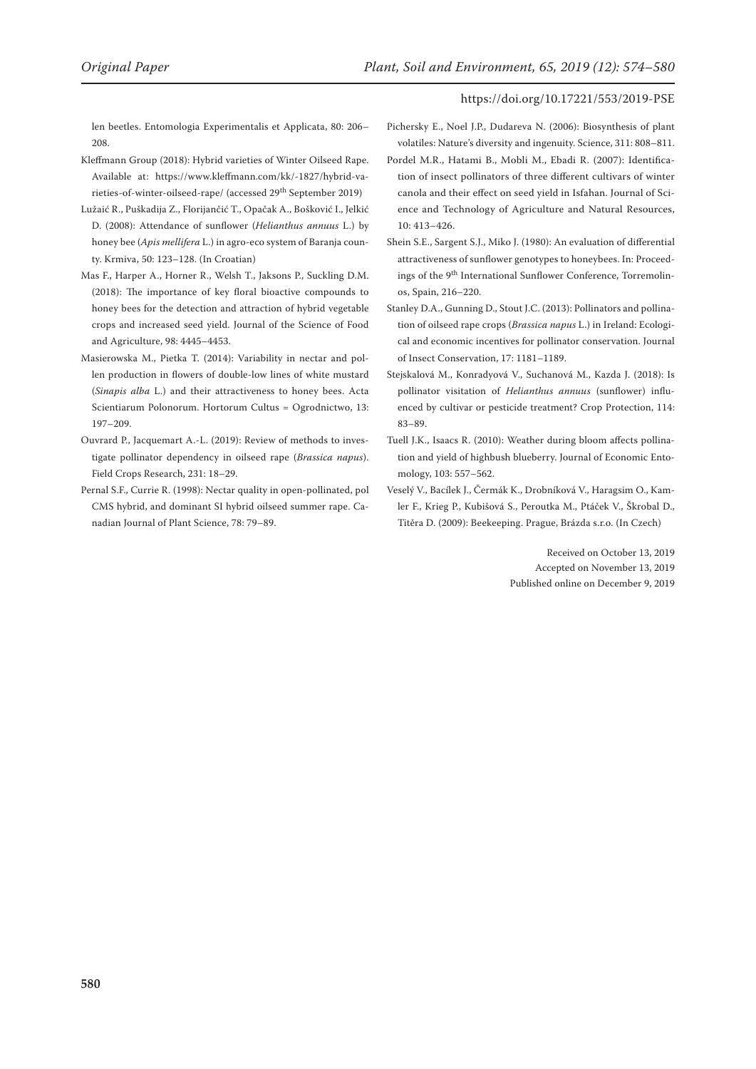len beetles. Entomologia Experimentalis et Applicata, 80: 206–208.

Kleffmann Group (2018): Hybrid varieties of Winter Oilseed Rape. Available at: https://www.kleffmann.com/kk/-1827/hybrid-varieties-of-winter-oilseed-rape/ (accessed 29th September 2019)

Lužaić R., Puškadija Z., Florijančić T., Opačak A., Bošković I., Jelkić D. (2008): Attendance of sunflower (*Helianthus annuus* L.) by honey bee (*Apis mellifera* L.) in agro-eco system of Baranja county. Krmiva, 50: 123–128. (In Croatian)

Mas F., Harper A., Horner R., Welsh T., Jaksons P., Suckling D.M. (2018): The importance of key floral bioactive compounds to honey bees for the detection and attraction of hybrid vegetable crops and increased seed yield. Journal of the Science of Food and Agriculture, 98: 4445–4453.

Masierowska M., Pietka T. (2014): Variability in nectar and pollen production in flowers of double-low lines of white mustard (*Sinapis alba* L.) and their attractiveness to honey bees. Acta Scientiarum Polonorum. Hortorum Cultus = Ogrodnictwo, 13: 197–209.

Ouvrard P., Jacquemart A.-L. (2019): Review of methods to investigate pollinator dependency in oilseed rape (*Brassica napus*). Field Crops Research, 231: 18–29.

Pernal S.F., Currie R. (1998): Nectar quality in open-pollinated, pol CMS hybrid, and dominant SI hybrid oilseed summer rape. Canadian Journal of Plant Science, 78: 79–89.

Pichersky E., Noel J.P., Dudareva N. (2006): Biosynthesis of plant volatiles: Nature's diversity and ingenuity. Science, 311: 808–811.

Pordel M.R., Hatami B., Mobli M., Ebadi R. (2007): Identification of insect pollinators of three different cultivars of winter canola and their effect on seed yield in Isfahan. Journal of Science and Technology of Agriculture and Natural Resources, 10: 413–426.

Shein S.E., Sargent S.J., Miko J. (1980): An evaluation of differential attractiveness of sunflower genotypes to honeybees. In: Proceedings of the 9th International Sunflower Conference, Torremolinos, Spain, 216–220.

Stanley D.A., Gunning D., Stout J.C. (2013): Pollinators and pollination of oilseed rape crops (*Brassica napus* L.) in Ireland: Ecological and economic incentives for pollinator conservation. Journal of Insect Conservation, 17: 1181–1189.

Stejskalová M., Konradyová V., Suchanová M., Kazda J. (2018): Is pollinator visitation of *Helianthus annuus* (sunflower) influenced by cultivar or pesticide treatment? Crop Protection, 114: 83–89.

Tuell J.K., Isaacs R. (2010): Weather during bloom affects pollination and yield of highbush blueberry. Journal of Economic Entomology, 103: 557–562.

Veselý V., Bacílek J., Čermák K., Drobníková V., Haragsim O., Kamler F., Krieg P., Kubišová S., Peroutka M., Ptáček V., Škrobal D., Titěra D. (2009): Beekeeping. Prague, Brázda s.r.o. (In Czech)

Received on October 13, 2019
Accepted on November 13, 2019
Published online on December 9, 2019